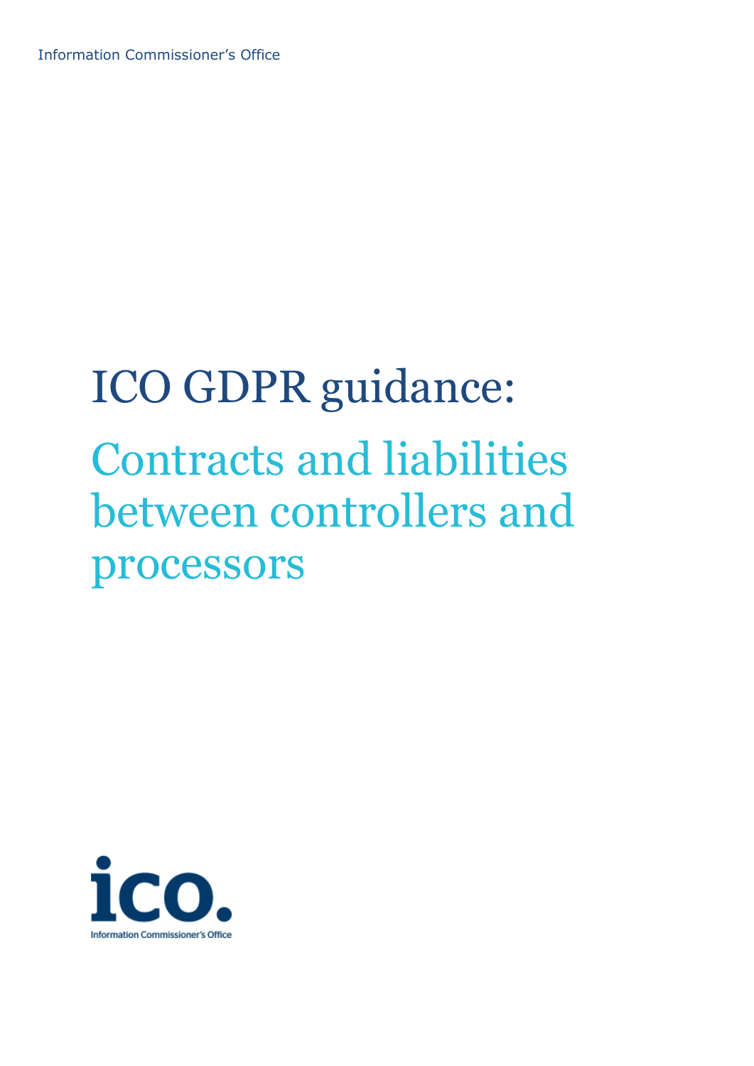# ICO GDPR guidance:

## Contracts and liabilities between controllers and processors

Information Commissioner's Office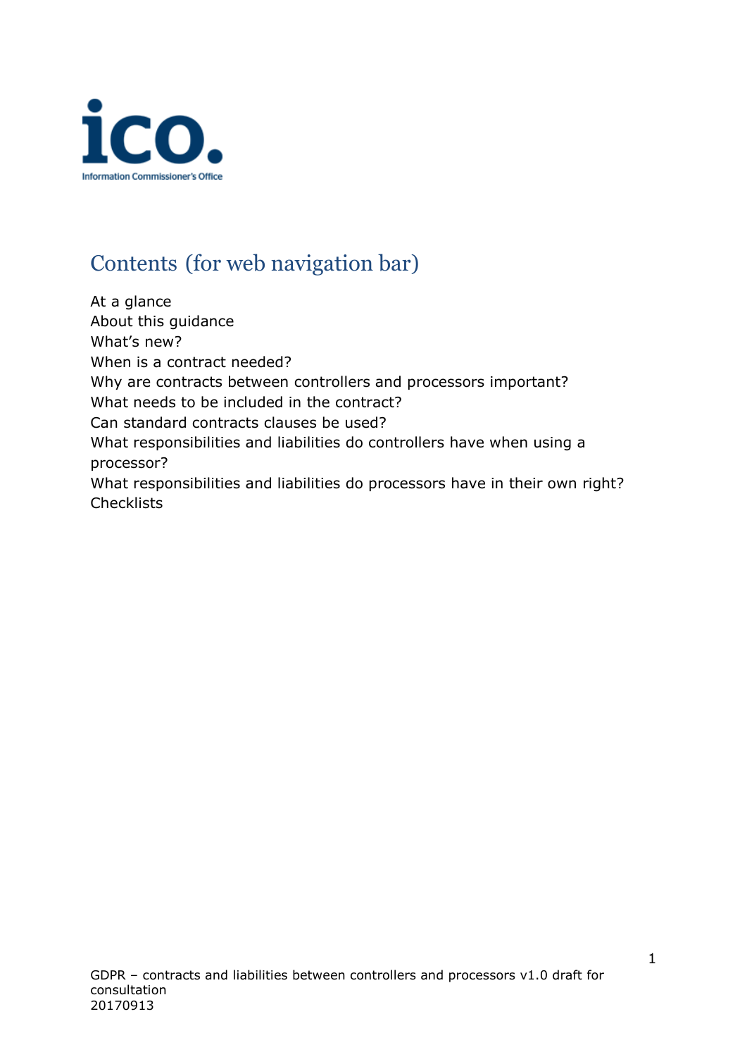## Contents (for web navigation bar)

At a glance
About this guidance
What's new?
When is a contract needed?
Why are contracts between controllers and processors important?
What needs to be included in the contract?
Can standard contracts clauses be used?
What responsibilities and liabilities do controllers have when using a processor?
What responsibilities and liabilities do processors have in their own right?
Checklists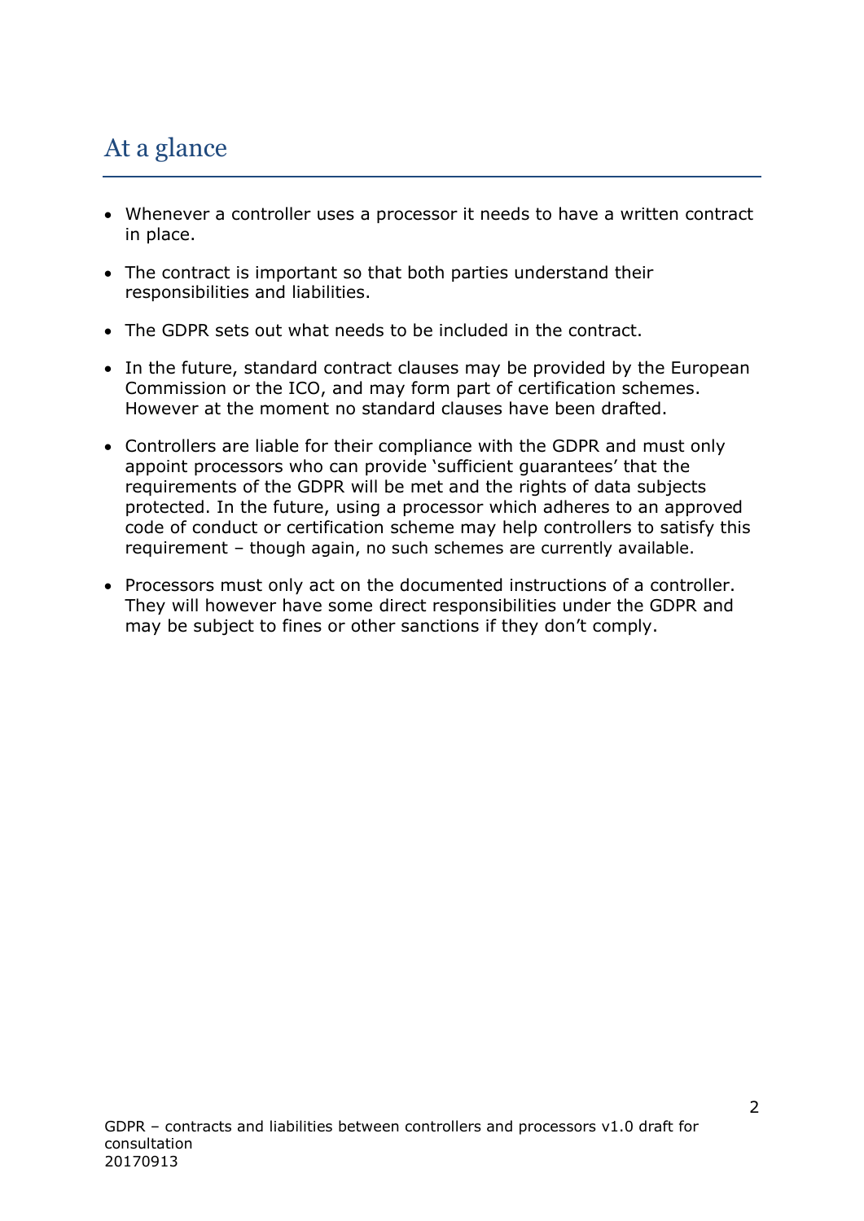## At a glance

- Whenever a controller uses a processor it needs to have a written contract in place.
- The contract is important so that both parties understand their responsibilities and liabilities.
- The GDPR sets out what needs to be included in the contract.
- In the future, standard contract clauses may be provided by the European Commission or the ICO, and may form part of certification schemes. However at the moment no standard clauses have been drafted.
- Controllers are liable for their compliance with the GDPR and must only appoint processors who can provide 'sufficient guarantees' that the requirements of the GDPR will be met and the rights of data subjects protected. In the future, using a processor which adheres to an approved code of conduct or certification scheme may help controllers to satisfy this requirement – though again, no such schemes are currently available.
- Processors must only act on the documented instructions of a controller. They will however have some direct responsibilities under the GDPR and may be subject to fines or other sanctions if they don't comply.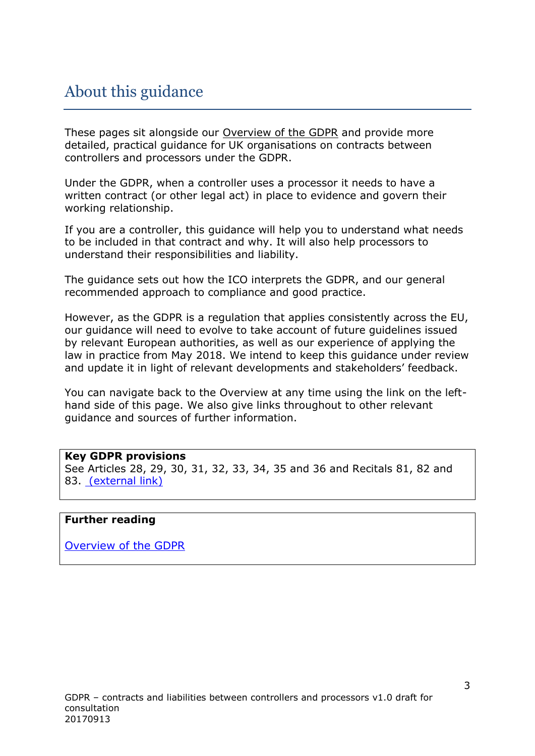# About this guidance

These pages sit alongside our Overview of the GDPR and provide more detailed, practical guidance for UK organisations on contracts between controllers and processors under the GDPR.

Under the GDPR, when a controller uses a processor it needs to have a written contract (or other legal act) in place to evidence and govern their working relationship.

If you are a controller, this guidance will help you to understand what needs to be included in that contract and why. It will also help processors to understand their responsibilities and liability.

The guidance sets out how the ICO interprets the GDPR, and our general recommended approach to compliance and good practice.

However, as the GDPR is a regulation that applies consistently across the EU, our guidance will need to evolve to take account of future guidelines issued by relevant European authorities, as well as our experience of applying the law in practice from May 2018. We intend to keep this guidance under review and update it in light of relevant developments and stakeholders' feedback.

You can navigate back to the Overview at any time using the link on the left-hand side of this page. We also give links throughout to other relevant guidance and sources of further information.

**Key GDPR provisions**
See Articles 28, 29, 30, 31, 32, 33, 34, 35 and 36 and Recitals 81, 82 and 83. (external link)

**Further reading**

Overview of the GDPR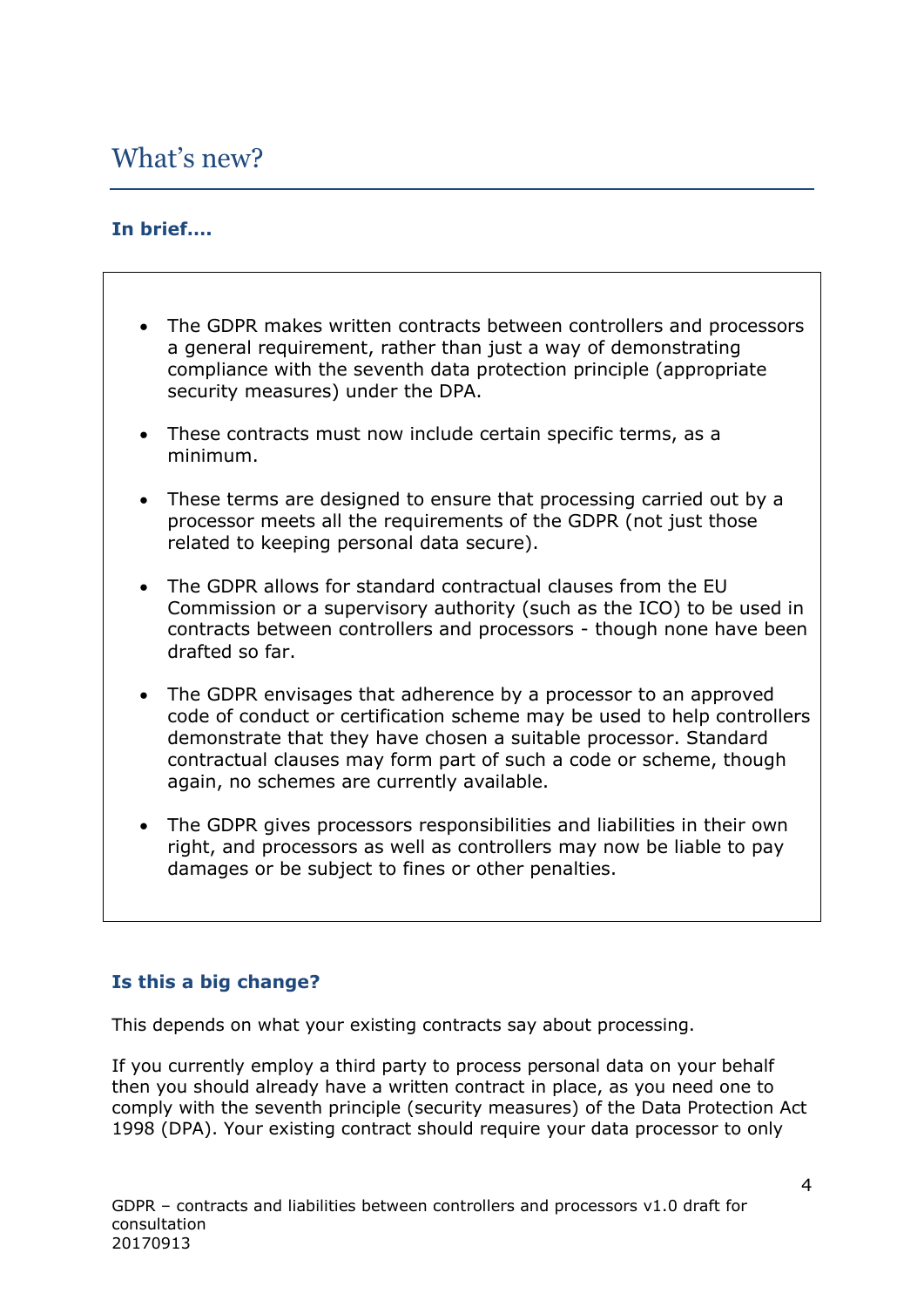# What's new?

### In brief….

- The GDPR makes written contracts between controllers and processors a general requirement, rather than just a way of demonstrating compliance with the seventh data protection principle (appropriate security measures) under the DPA.
- These contracts must now include certain specific terms, as a minimum.
- These terms are designed to ensure that processing carried out by a processor meets all the requirements of the GDPR (not just those related to keeping personal data secure).
- The GDPR allows for standard contractual clauses from the EU Commission or a supervisory authority (such as the ICO) to be used in contracts between controllers and processors - though none have been drafted so far.
- The GDPR envisages that adherence by a processor to an approved code of conduct or certification scheme may be used to help controllers demonstrate that they have chosen a suitable processor. Standard contractual clauses may form part of such a code or scheme, though again, no schemes are currently available.
- The GDPR gives processors responsibilities and liabilities in their own right, and processors as well as controllers may now be liable to pay damages or be subject to fines or other penalties.

### Is this a big change?

This depends on what your existing contracts say about processing.

If you currently employ a third party to process personal data on your behalf then you should already have a written contract in place, as you need one to comply with the seventh principle (security measures) of the Data Protection Act 1998 (DPA). Your existing contract should require your data processor to only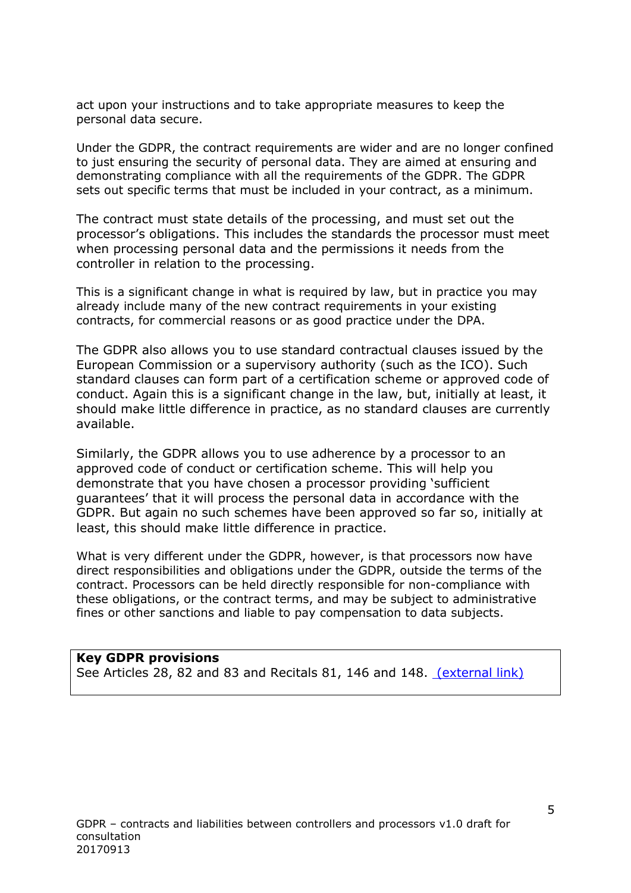act upon your instructions and to take appropriate measures to keep the personal data secure.

Under the GDPR, the contract requirements are wider and are no longer confined to just ensuring the security of personal data. They are aimed at ensuring and demonstrating compliance with all the requirements of the GDPR. The GDPR sets out specific terms that must be included in your contract, as a minimum.

The contract must state details of the processing, and must set out the processor's obligations. This includes the standards the processor must meet when processing personal data and the permissions it needs from the controller in relation to the processing.

This is a significant change in what is required by law, but in practice you may already include many of the new contract requirements in your existing contracts, for commercial reasons or as good practice under the DPA.

The GDPR also allows you to use standard contractual clauses issued by the European Commission or a supervisory authority (such as the ICO). Such standard clauses can form part of a certification scheme or approved code of conduct. Again this is a significant change in the law, but, initially at least, it should make little difference in practice, as no standard clauses are currently available.

Similarly, the GDPR allows you to use adherence by a processor to an approved code of conduct or certification scheme. This will help you demonstrate that you have chosen a processor providing 'sufficient guarantees' that it will process the personal data in accordance with the GDPR. But again no such schemes have been approved so far so, initially at least, this should make little difference in practice.

What is very different under the GDPR, however, is that processors now have direct responsibilities and obligations under the GDPR, outside the terms of the contract. Processors can be held directly responsible for non-compliance with these obligations, or the contract terms, and may be subject to administrative fines or other sanctions and liable to pay compensation to data subjects.

**Key GDPR provisions**
See Articles 28, 82 and 83 and Recitals 81, 146 and 148. (external link)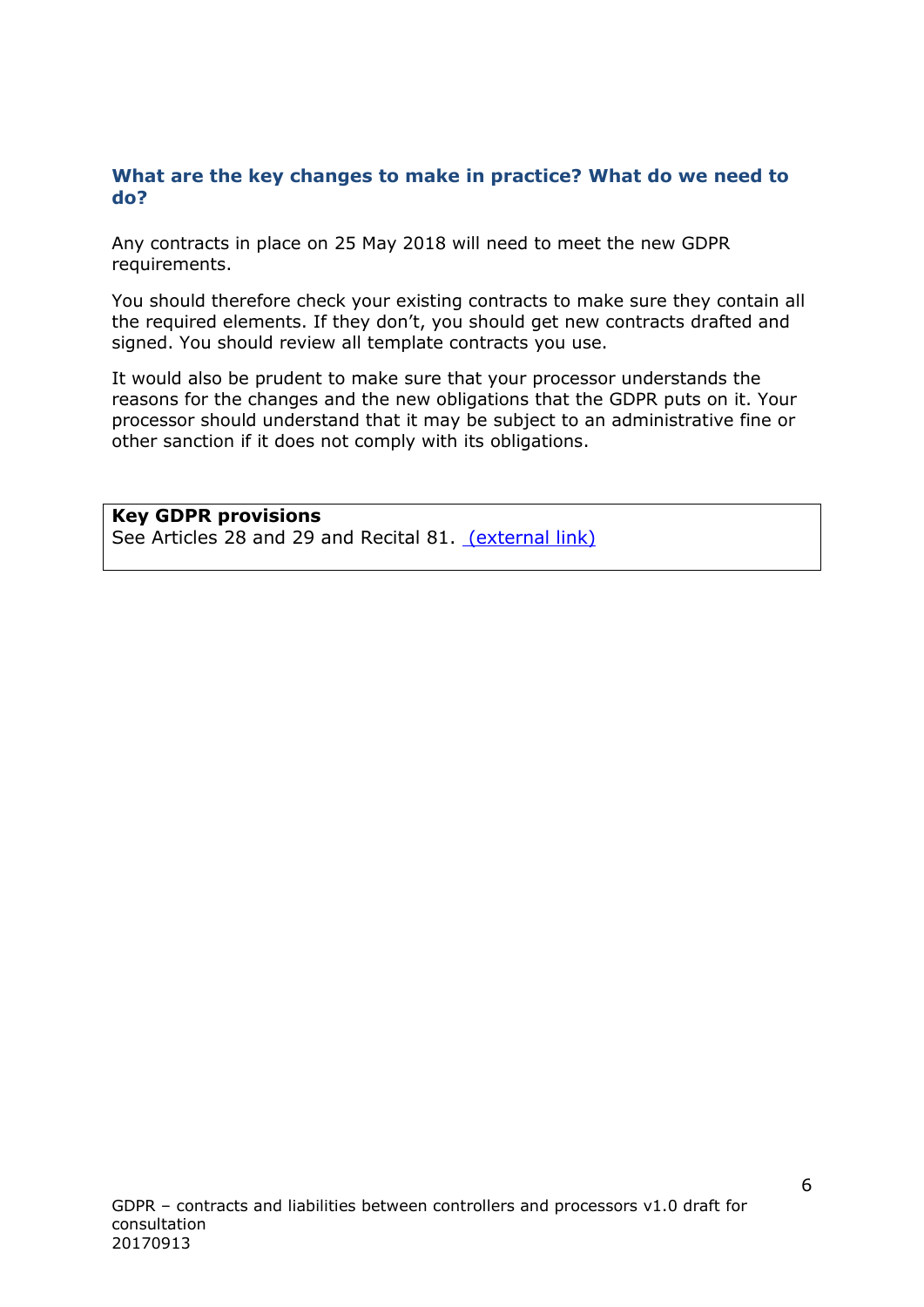### What are the key changes to make in practice? What do we need to do?

Any contracts in place on 25 May 2018 will need to meet the new GDPR requirements.

You should therefore check your existing contracts to make sure they contain all the required elements. If they don't, you should get new contracts drafted and signed. You should review all template contracts you use.

It would also be prudent to make sure that your processor understands the reasons for the changes and the new obligations that the GDPR puts on it. Your processor should understand that it may be subject to an administrative fine or other sanction if it does not comply with its obligations.

**Key GDPR provisions**
See Articles 28 and 29 and Recital 81. (external link)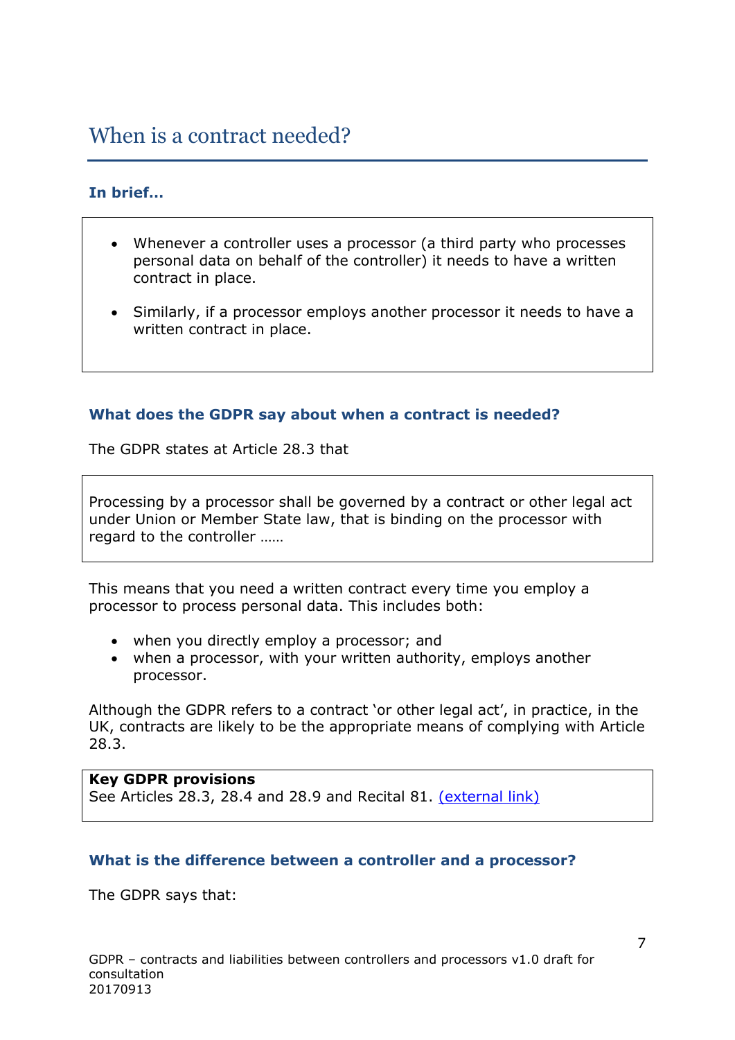## When is a contract needed?

### In brief…

- Whenever a controller uses a processor (a third party who processes personal data on behalf of the controller) it needs to have a written contract in place.
- Similarly, if a processor employs another processor it needs to have a written contract in place.

### What does the GDPR say about when a contract is needed?

The GDPR states at Article 28.3 that

> Processing by a processor shall be governed by a contract or other legal act under Union or Member State law, that is binding on the processor with regard to the controller ……

This means that you need a written contract every time you employ a processor to process personal data. This includes both:

- when you directly employ a processor; and
- when a processor, with your written authority, employs another processor.

Although the GDPR refers to a contract 'or other legal act', in practice, in the UK, contracts are likely to be the appropriate means of complying with Article 28.3.

**Key GDPR provisions**
See Articles 28.3, 28.4 and 28.9 and Recital 81. (external link)

### What is the difference between a controller and a processor?

The GDPR says that: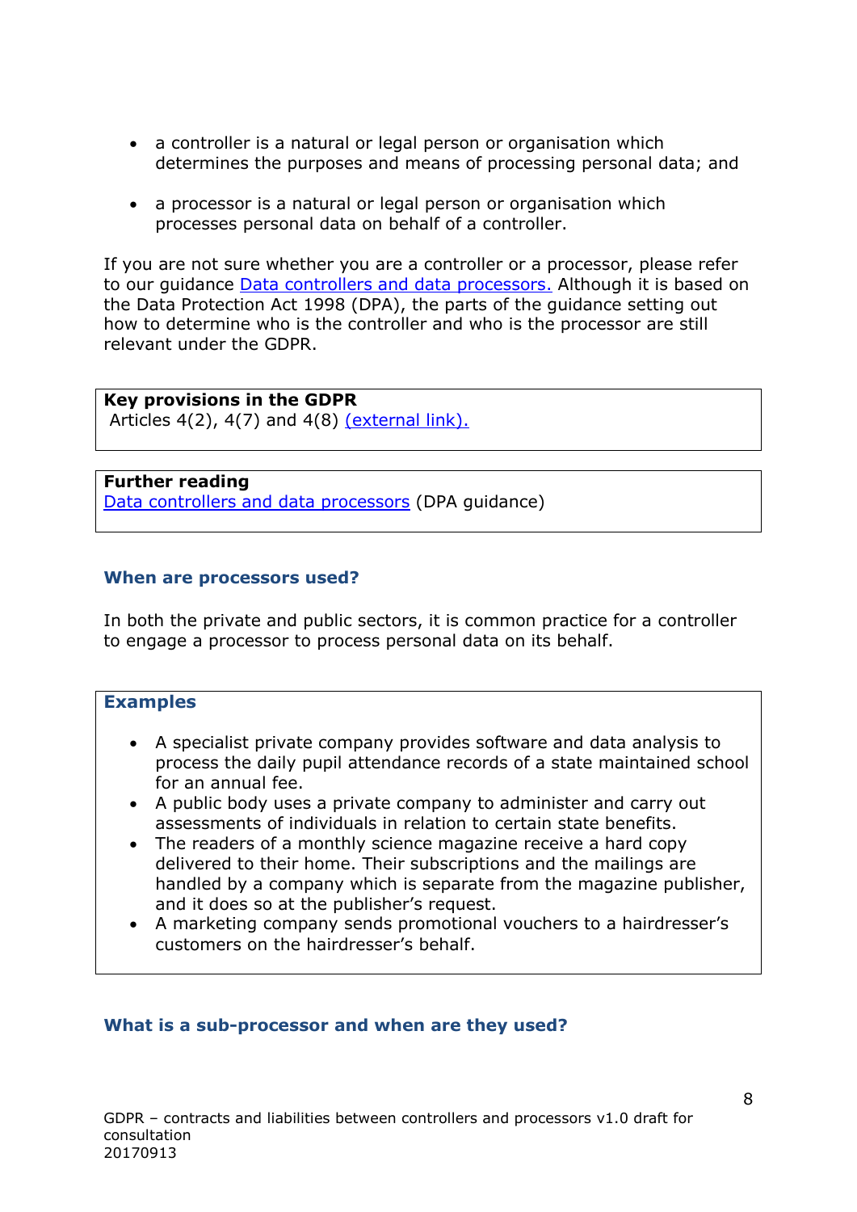- a controller is a natural or legal person or organisation which determines the purposes and means of processing personal data; and
- a processor is a natural or legal person or organisation which processes personal data on behalf of a controller.

If you are not sure whether you are a controller or a processor, please refer to our guidance Data controllers and data processors. Although it is based on the Data Protection Act 1998 (DPA), the parts of the guidance setting out how to determine who is the controller and who is the processor are still relevant under the GDPR.

**Key provisions in the GDPR**
Articles 4(2), 4(7) and 4(8) (external link).

**Further reading**
Data controllers and data processors (DPA guidance)

### When are processors used?

In both the private and public sectors, it is common practice for a controller to engage a processor to process personal data on its behalf.

**Examples**

- A specialist private company provides software and data analysis to process the daily pupil attendance records of a state maintained school for an annual fee.
- A public body uses a private company to administer and carry out assessments of individuals in relation to certain state benefits.
- The readers of a monthly science magazine receive a hard copy delivered to their home. Their subscriptions and the mailings are handled by a company which is separate from the magazine publisher, and it does so at the publisher's request.
- A marketing company sends promotional vouchers to a hairdresser's customers on the hairdresser's behalf.

### What is a sub-processor and when are they used?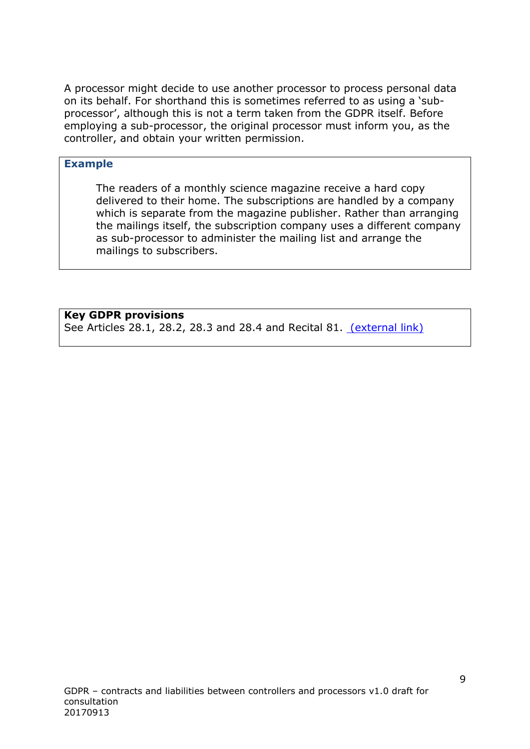A processor might decide to use another processor to process personal data on its behalf. For shorthand this is sometimes referred to as using a 'sub-processor', although this is not a term taken from the GDPR itself. Before employing a sub-processor, the original processor must inform you, as the controller, and obtain your written permission.

**Example**

> The readers of a monthly science magazine receive a hard copy delivered to their home. The subscriptions are handled by a company which is separate from the magazine publisher. Rather than arranging the mailings itself, the subscription company uses a different company as sub-processor to administer the mailing list and arrange the mailings to subscribers.

**Key GDPR provisions**

See Articles 28.1, 28.2, 28.3 and 28.4 and Recital 81. (external link)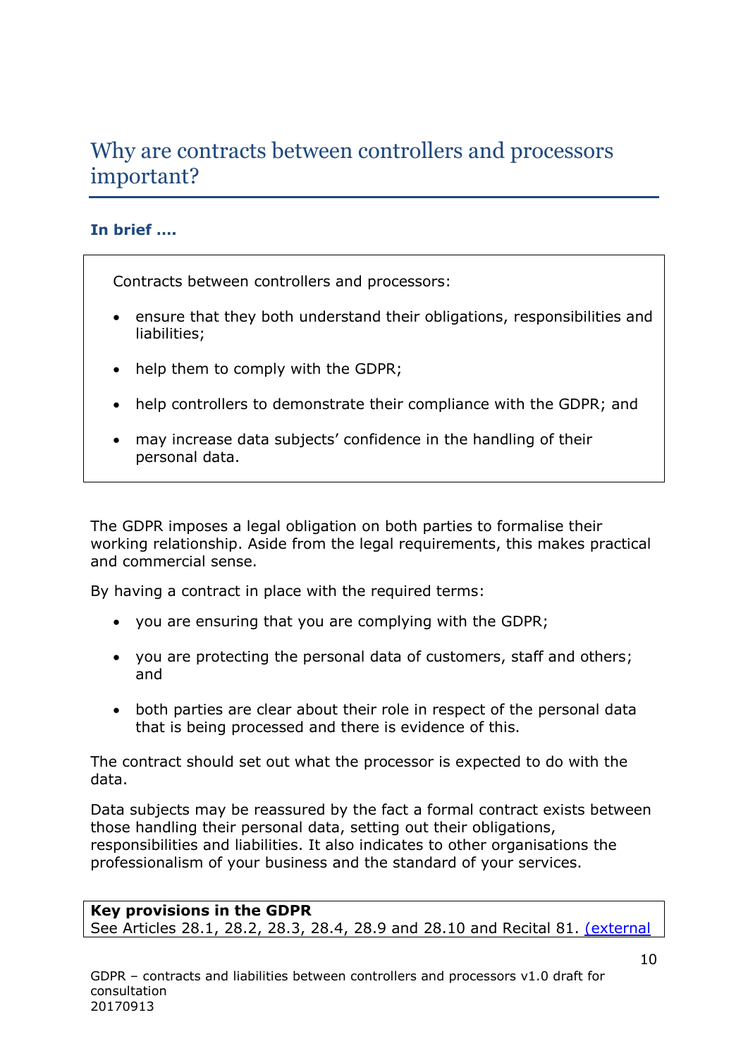## Why are contracts between controllers and processors important?

### In brief ….

Contracts between controllers and processors:

- ensure that they both understand their obligations, responsibilities and liabilities;
- help them to comply with the GDPR;
- help controllers to demonstrate their compliance with the GDPR; and
- may increase data subjects' confidence in the handling of their personal data.

The GDPR imposes a legal obligation on both parties to formalise their working relationship. Aside from the legal requirements, this makes practical and commercial sense.

By having a contract in place with the required terms:

- you are ensuring that you are complying with the GDPR;
- you are protecting the personal data of customers, staff and others; and
- both parties are clear about their role in respect of the personal data that is being processed and there is evidence of this.

The contract should set out what the processor is expected to do with the data.

Data subjects may be reassured by the fact a formal contract exists between those handling their personal data, setting out their obligations, responsibilities and liabilities. It also indicates to other organisations the professionalism of your business and the standard of your services.

**Key provisions in the GDPR**
See Articles 28.1, 28.2, 28.3, 28.4, 28.9 and 28.10 and Recital 81. (external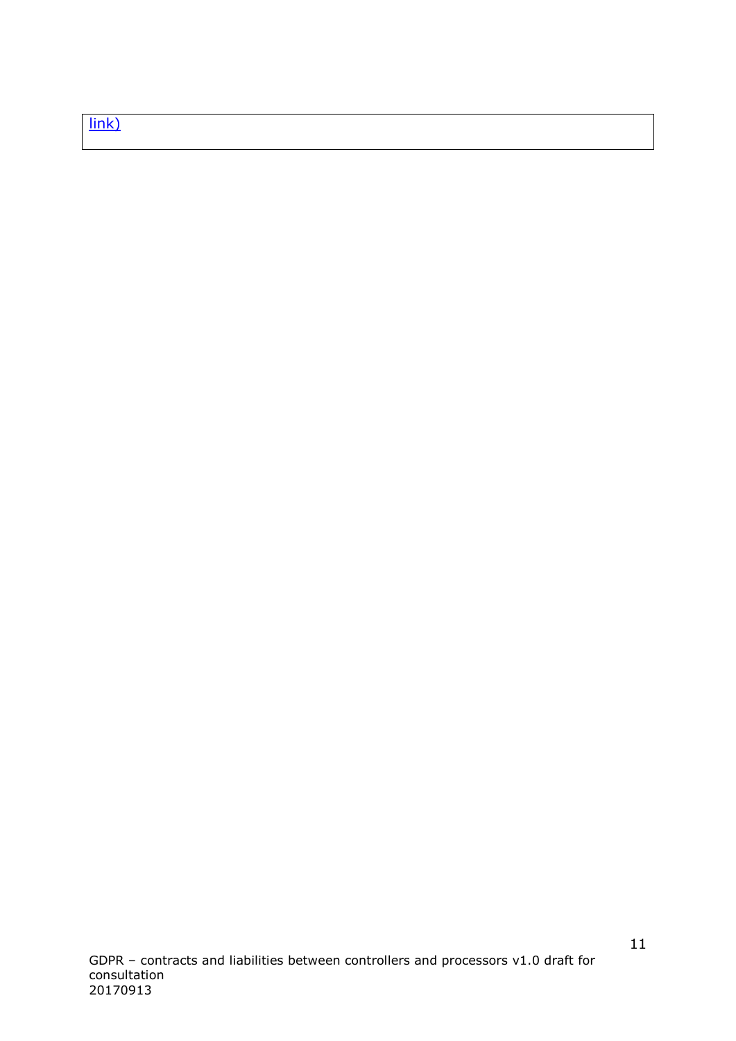| |
|---|
| link) |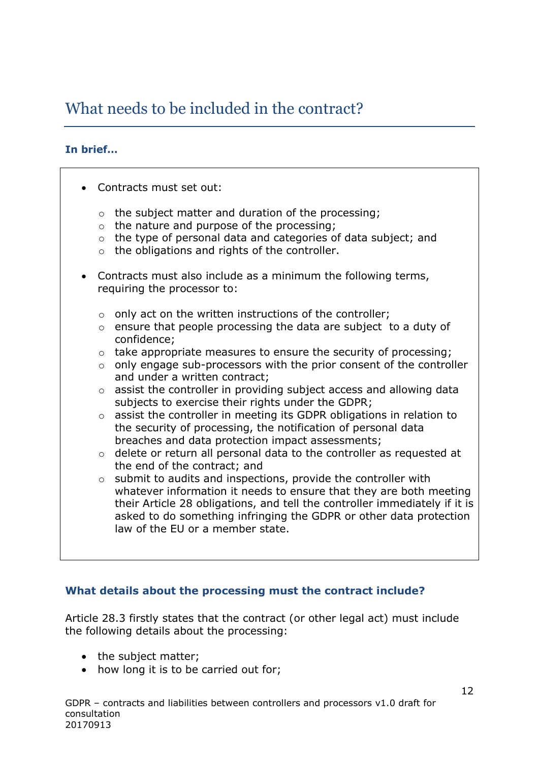## What needs to be included in the contract?

**In brief…**

- Contracts must set out:
  - the subject matter and duration of the processing;
  - the nature and purpose of the processing;
  - the type of personal data and categories of data subject; and
  - the obligations and rights of the controller.

- Contracts must also include as a minimum the following terms, requiring the processor to:
  - only act on the written instructions of the controller;
  - ensure that people processing the data are subject to a duty of confidence;
  - take appropriate measures to ensure the security of processing;
  - only engage sub-processors with the prior consent of the controller and under a written contract;
  - assist the controller in providing subject access and allowing data subjects to exercise their rights under the GDPR;
  - assist the controller in meeting its GDPR obligations in relation to the security of processing, the notification of personal data breaches and data protection impact assessments;
  - delete or return all personal data to the controller as requested at the end of the contract; and
  - submit to audits and inspections, provide the controller with whatever information it needs to ensure that they are both meeting their Article 28 obligations, and tell the controller immediately if it is asked to do something infringing the GDPR or other data protection law of the EU or a member state.

### What details about the processing must the contract include?

Article 28.3 firstly states that the contract (or other legal act) must include the following details about the processing:

- the subject matter;
- how long it is to be carried out for;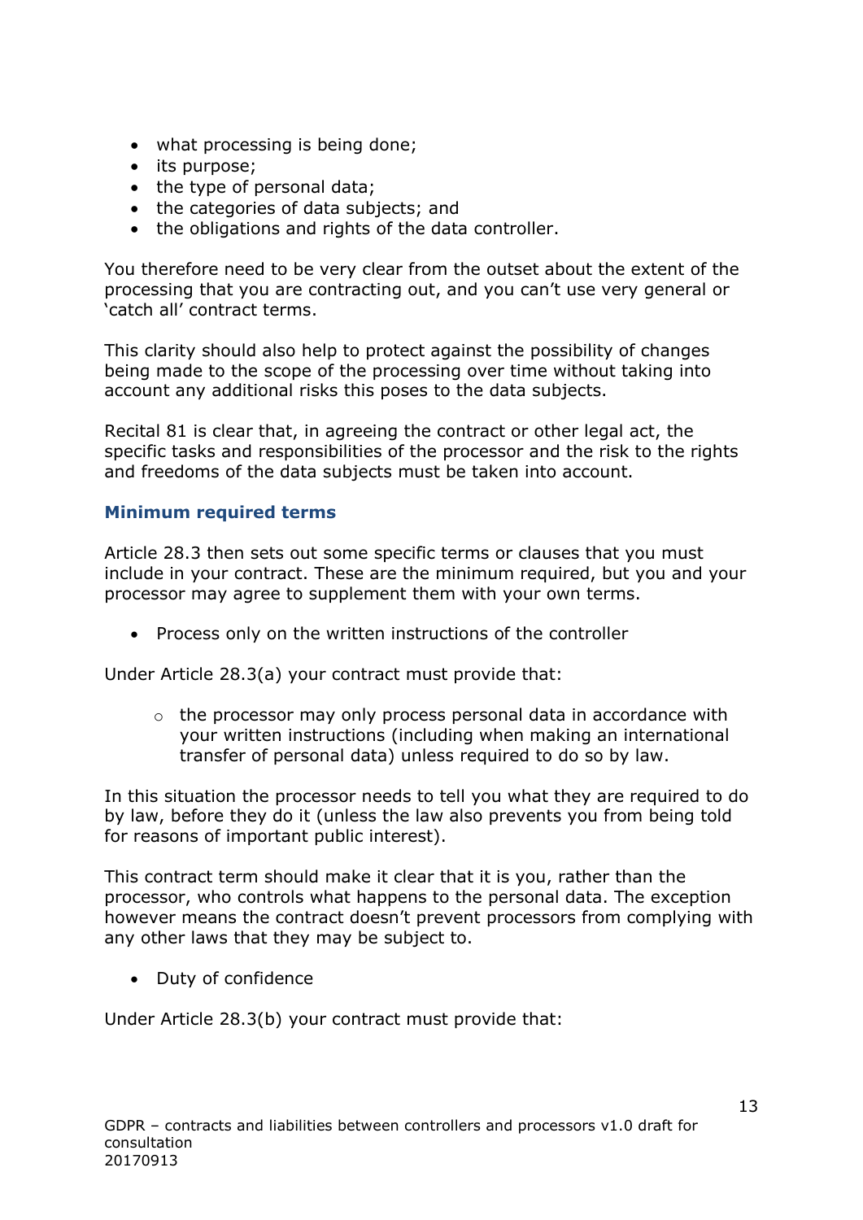- what processing is being done;
- its purpose;
- the type of personal data;
- the categories of data subjects; and
- the obligations and rights of the data controller.

You therefore need to be very clear from the outset about the extent of the processing that you are contracting out, and you can't use very general or 'catch all' contract terms.

This clarity should also help to protect against the possibility of changes being made to the scope of the processing over time without taking into account any additional risks this poses to the data subjects.

Recital 81 is clear that, in agreeing the contract or other legal act, the specific tasks and responsibilities of the processor and the risk to the rights and freedoms of the data subjects must be taken into account.

### Minimum required terms

Article 28.3 then sets out some specific terms or clauses that you must include in your contract. These are the minimum required, but you and your processor may agree to supplement them with your own terms.

- Process only on the written instructions of the controller

Under Article 28.3(a) your contract must provide that:

  - the processor may only process personal data in accordance with your written instructions (including when making an international transfer of personal data) unless required to do so by law.

In this situation the processor needs to tell you what they are required to do by law, before they do it (unless the law also prevents you from being told for reasons of important public interest).

This contract term should make it clear that it is you, rather than the processor, who controls what happens to the personal data. The exception however means the contract doesn't prevent processors from complying with any other laws that they may be subject to.

- Duty of confidence

Under Article 28.3(b) your contract must provide that: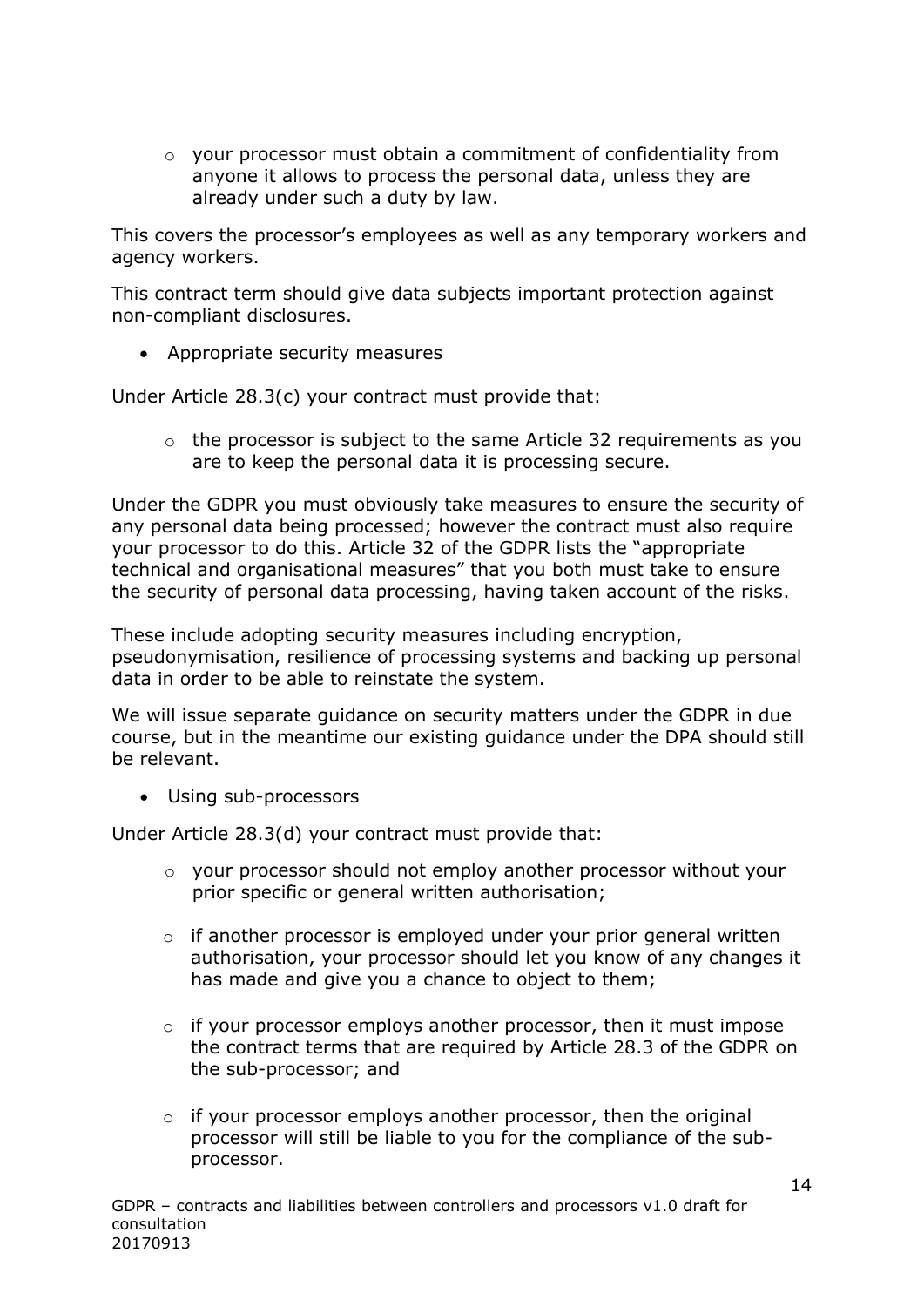- your processor must obtain a commitment of confidentiality from anyone it allows to process the personal data, unless they are already under such a duty by law.

This covers the processor's employees as well as any temporary workers and agency workers.

This contract term should give data subjects important protection against non-compliant disclosures.

- Appropriate security measures

Under Article 28.3(c) your contract must provide that:

- the processor is subject to the same Article 32 requirements as you are to keep the personal data it is processing secure.

Under the GDPR you must obviously take measures to ensure the security of any personal data being processed; however the contract must also require your processor to do this. Article 32 of the GDPR lists the "appropriate technical and organisational measures" that you both must take to ensure the security of personal data processing, having taken account of the risks.

These include adopting security measures including encryption, pseudonymisation, resilience of processing systems and backing up personal data in order to be able to reinstate the system.

We will issue separate guidance on security matters under the GDPR in due course, but in the meantime our existing guidance under the DPA should still be relevant.

- Using sub-processors

Under Article 28.3(d) your contract must provide that:

- your processor should not employ another processor without your prior specific or general written authorisation;
- if another processor is employed under your prior general written authorisation, your processor should let you know of any changes it has made and give you a chance to object to them;
- if your processor employs another processor, then it must impose the contract terms that are required by Article 28.3 of the GDPR on the sub-processor; and
- if your processor employs another processor, then the original processor will still be liable to you for the compliance of the sub-processor.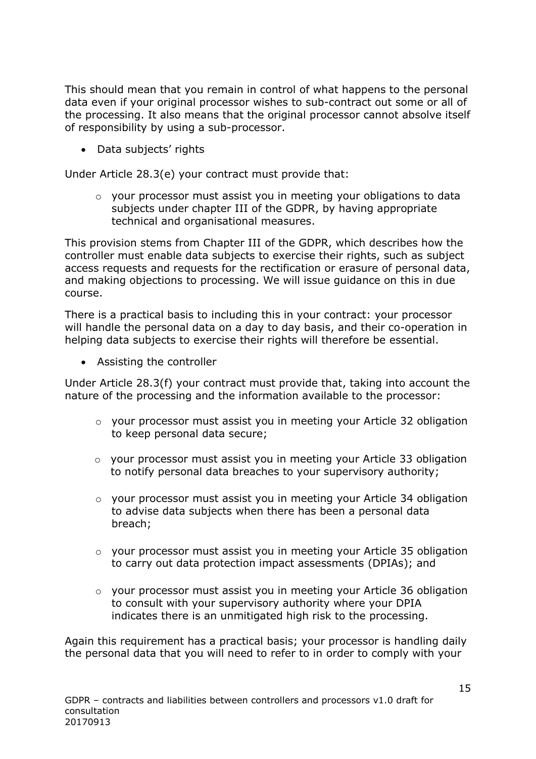This should mean that you remain in control of what happens to the personal data even if your original processor wishes to sub-contract out some or all of the processing. It also means that the original processor cannot absolve itself of responsibility by using a sub-processor.

- Data subjects' rights

Under Article 28.3(e) your contract must provide that:

  - your processor must assist you in meeting your obligations to data subjects under chapter III of the GDPR, by having appropriate technical and organisational measures.

This provision stems from Chapter III of the GDPR, which describes how the controller must enable data subjects to exercise their rights, such as subject access requests and requests for the rectification or erasure of personal data, and making objections to processing. We will issue guidance on this in due course.

There is a practical basis to including this in your contract: your processor will handle the personal data on a day to day basis, and their co-operation in helping data subjects to exercise their rights will therefore be essential.

- Assisting the controller

Under Article 28.3(f) your contract must provide that, taking into account the nature of the processing and the information available to the processor:

  - your processor must assist you in meeting your Article 32 obligation to keep personal data secure;
  - your processor must assist you in meeting your Article 33 obligation to notify personal data breaches to your supervisory authority;
  - your processor must assist you in meeting your Article 34 obligation to advise data subjects when there has been a personal data breach;
  - your processor must assist you in meeting your Article 35 obligation to carry out data protection impact assessments (DPIAs); and
  - your processor must assist you in meeting your Article 36 obligation to consult with your supervisory authority where your DPIA indicates there is an unmitigated high risk to the processing.

Again this requirement has a practical basis; your processor is handling daily the personal data that you will need to refer to in order to comply with your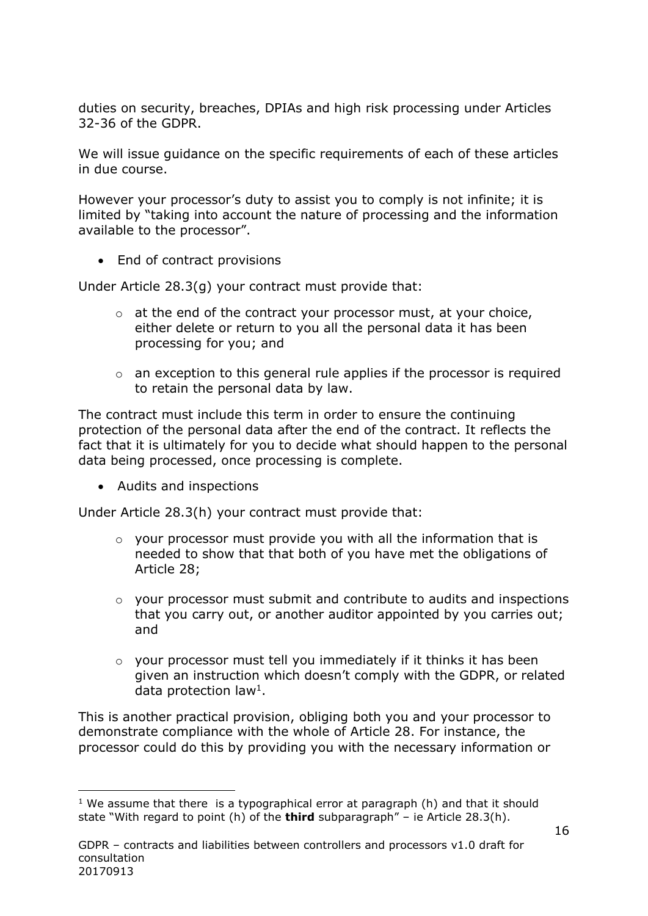duties on security, breaches, DPIAs and high risk processing under Articles 32-36 of the GDPR.

We will issue guidance on the specific requirements of each of these articles in due course.

However your processor's duty to assist you to comply is not infinite; it is limited by "taking into account the nature of processing and the information available to the processor".

- End of contract provisions

Under Article 28.3(g) your contract must provide that:

  - at the end of the contract your processor must, at your choice, either delete or return to you all the personal data it has been processing for you; and

  - an exception to this general rule applies if the processor is required to retain the personal data by law.

The contract must include this term in order to ensure the continuing protection of the personal data after the end of the contract. It reflects the fact that it is ultimately for you to decide what should happen to the personal data being processed, once processing is complete.

- Audits and inspections

Under Article 28.3(h) your contract must provide that:

  - your processor must provide you with all the information that is needed to show that that both of you have met the obligations of Article 28;

  - your processor must submit and contribute to audits and inspections that you carry out, or another auditor appointed by you carries out; and

  - your processor must tell you immediately if it thinks it has been given an instruction which doesn't comply with the GDPR, or related data protection law[1].

This is another practical provision, obliging both you and your processor to demonstrate compliance with the whole of Article 28. For instance, the processor could do this by providing you with the necessary information or

---

[1] We assume that there is a typographical error at paragraph (h) and that it should state "With regard to point (h) of the **third** subparagraph" – ie Article 28.3(h).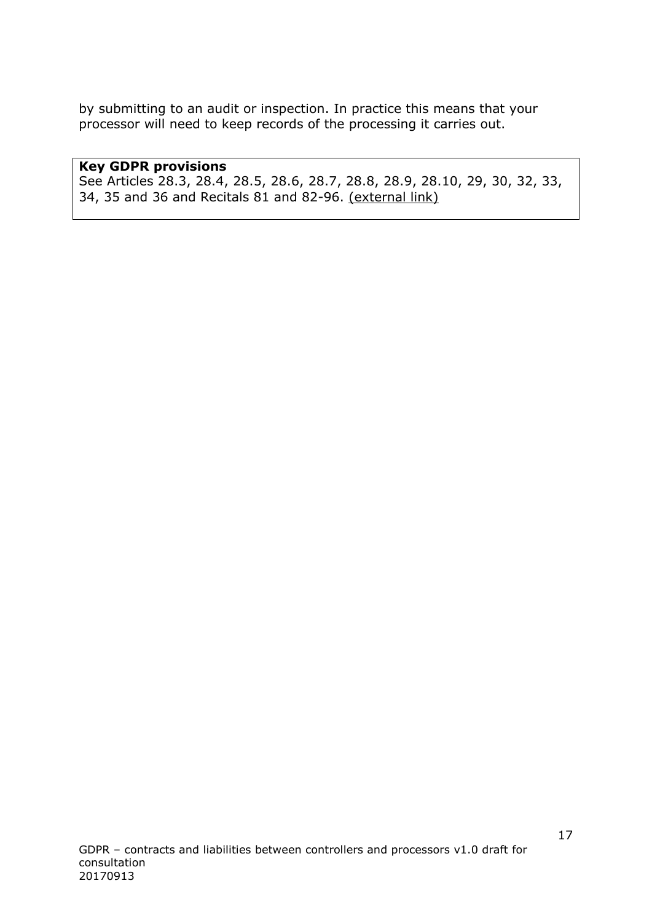by submitting to an audit or inspection. In practice this means that your processor will need to keep records of the processing it carries out.

**Key GDPR provisions**
See Articles 28.3, 28.4, 28.5, 28.6, 28.7, 28.8, 28.9, 28.10, 29, 30, 32, 33, 34, 35 and 36 and Recitals 81 and 82-96. (external link)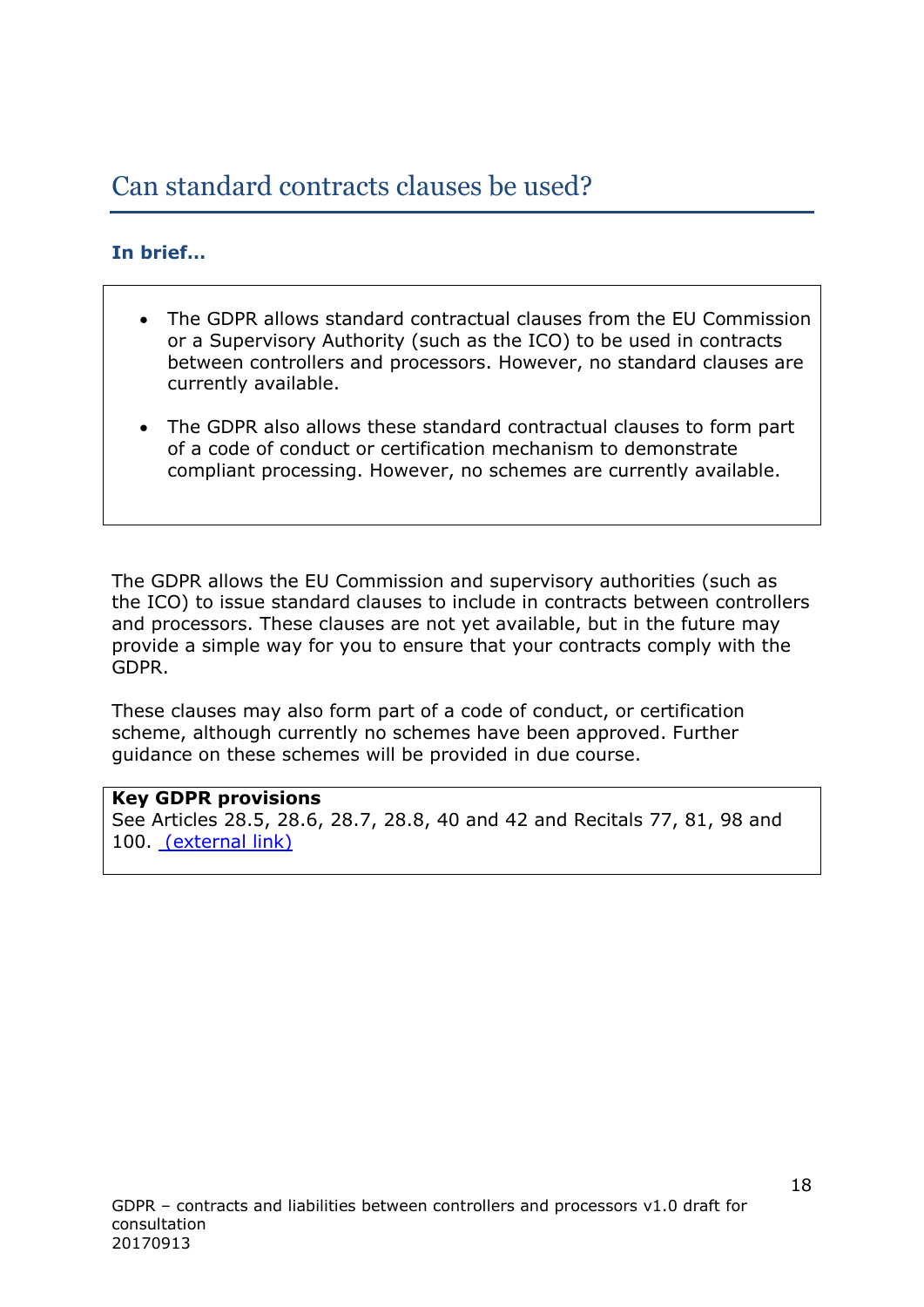# Can standard contracts clauses be used?

### In brief…

- The GDPR allows standard contractual clauses from the EU Commission or a Supervisory Authority (such as the ICO) to be used in contracts between controllers and processors. However, no standard clauses are currently available.

- The GDPR also allows these standard contractual clauses to form part of a code of conduct or certification mechanism to demonstrate compliant processing. However, no schemes are currently available.

The GDPR allows the EU Commission and supervisory authorities (such as the ICO) to issue standard clauses to include in contracts between controllers and processors. These clauses are not yet available, but in the future may provide a simple way for you to ensure that your contracts comply with the GDPR.

These clauses may also form part of a code of conduct, or certification scheme, although currently no schemes have been approved. Further guidance on these schemes will be provided in due course.

**Key GDPR provisions**

See Articles 28.5, 28.6, 28.7, 28.8, 40 and 42 and Recitals 77, 81, 98 and 100. (external link)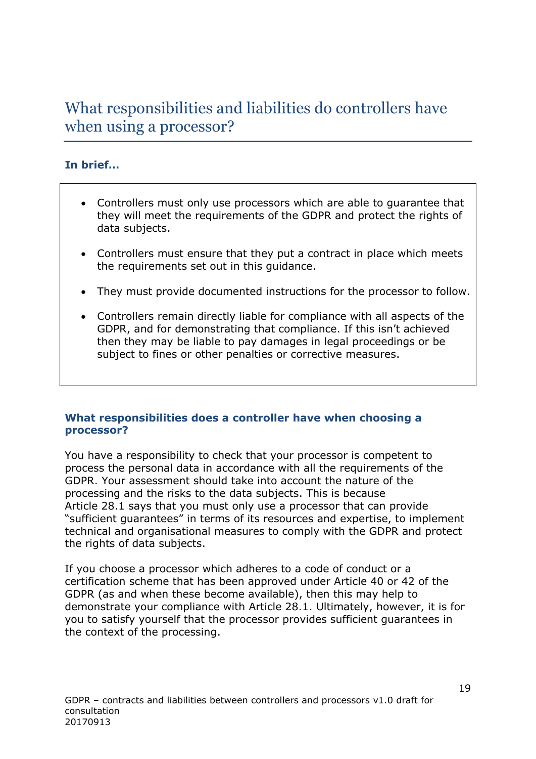## What responsibilities and liabilities do controllers have when using a processor?

**In brief…**

- Controllers must only use processors which are able to guarantee that they will meet the requirements of the GDPR and protect the rights of data subjects.
- Controllers must ensure that they put a contract in place which meets the requirements set out in this guidance.
- They must provide documented instructions for the processor to follow.
- Controllers remain directly liable for compliance with all aspects of the GDPR, and for demonstrating that compliance. If this isn't achieved then they may be liable to pay damages in legal proceedings or be subject to fines or other penalties or corrective measures.

### What responsibilities does a controller have when choosing a processor?

You have a responsibility to check that your processor is competent to process the personal data in accordance with all the requirements of the GDPR. Your assessment should take into account the nature of the processing and the risks to the data subjects. This is because Article 28.1 says that you must only use a processor that can provide "sufficient guarantees" in terms of its resources and expertise, to implement technical and organisational measures to comply with the GDPR and protect the rights of data subjects.

If you choose a processor which adheres to a code of conduct or a certification scheme that has been approved under Article 40 or 42 of the GDPR (as and when these become available), then this may help to demonstrate your compliance with Article 28.1. Ultimately, however, it is for you to satisfy yourself that the processor provides sufficient guarantees in the context of the processing.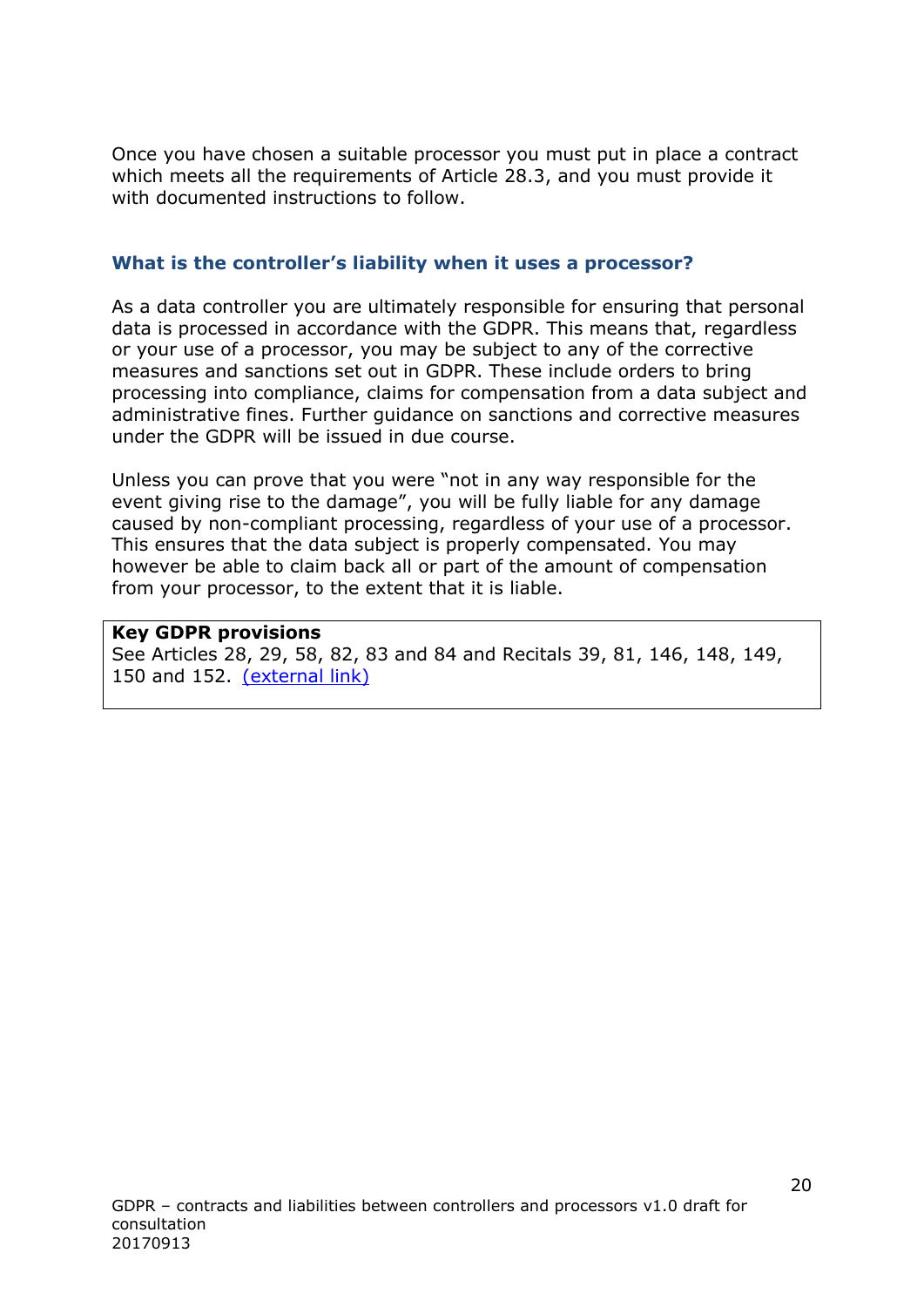Once you have chosen a suitable processor you must put in place a contract which meets all the requirements of Article 28.3, and you must provide it with documented instructions to follow.

### What is the controller's liability when it uses a processor?

As a data controller you are ultimately responsible for ensuring that personal data is processed in accordance with the GDPR. This means that, regardless or your use of a processor, you may be subject to any of the corrective measures and sanctions set out in GDPR. These include orders to bring processing into compliance, claims for compensation from a data subject and administrative fines. Further guidance on sanctions and corrective measures under the GDPR will be issued in due course.

Unless you can prove that you were "not in any way responsible for the event giving rise to the damage", you will be fully liable for any damage caused by non-compliant processing, regardless of your use of a processor. This ensures that the data subject is properly compensated. You may however be able to claim back all or part of the amount of compensation from your processor, to the extent that it is liable.

**Key GDPR provisions**
See Articles 28, 29, 58, 82, 83 and 84 and Recitals 39, 81, 146, 148, 149, 150 and 152. (external link)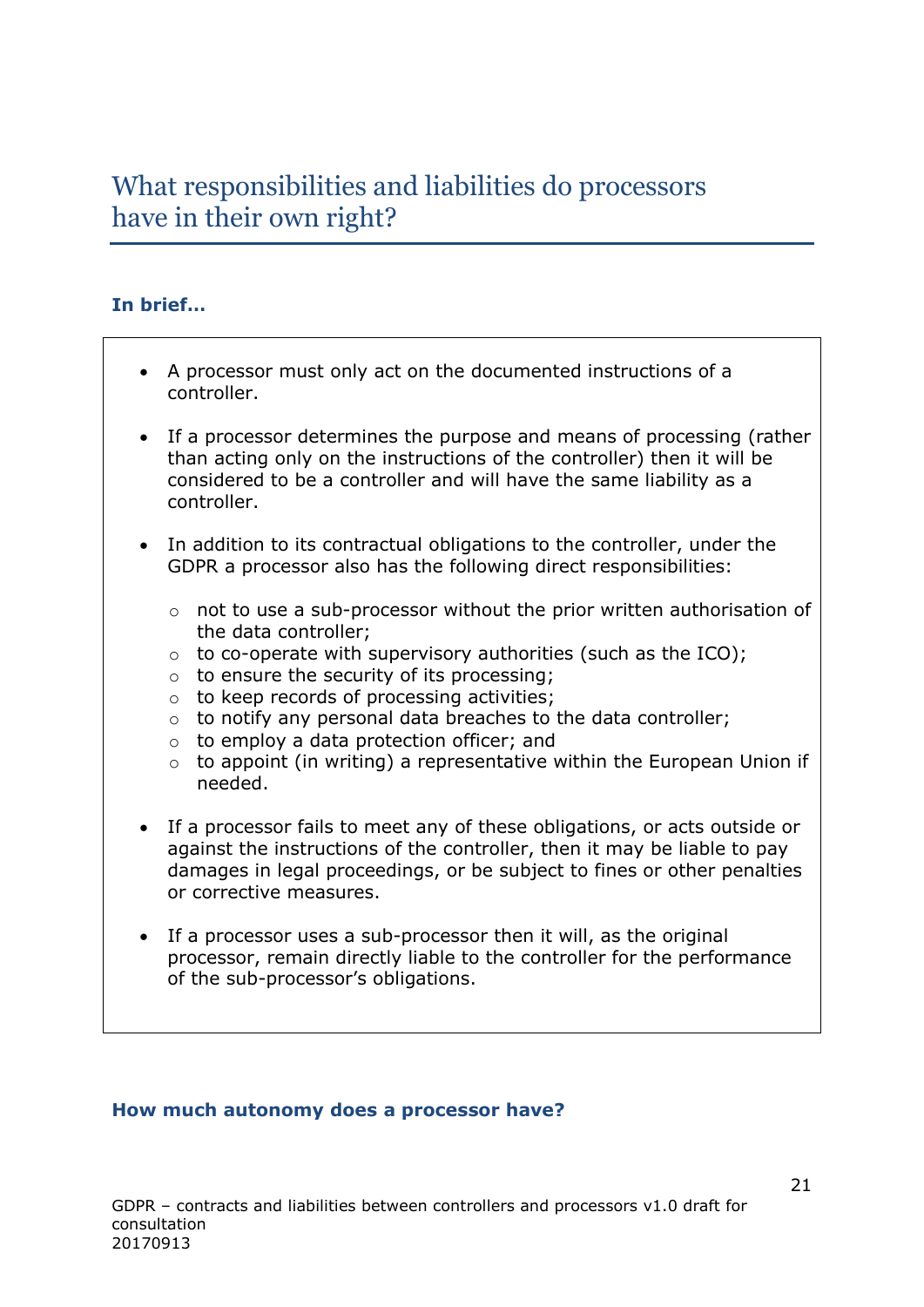## What responsibilities and liabilities do processors have in their own right?

### In brief…

- A processor must only act on the documented instructions of a controller.

- If a processor determines the purpose and means of processing (rather than acting only on the instructions of the controller) then it will be considered to be a controller and will have the same liability as a controller.

- In addition to its contractual obligations to the controller, under the GDPR a processor also has the following direct responsibilities:

  - not to use a sub-processor without the prior written authorisation of the data controller;
  - to co-operate with supervisory authorities (such as the ICO);
  - to ensure the security of its processing;
  - to keep records of processing activities;
  - to notify any personal data breaches to the data controller;
  - to employ a data protection officer; and
  - to appoint (in writing) a representative within the European Union if needed.

- If a processor fails to meet any of these obligations, or acts outside or against the instructions of the controller, then it may be liable to pay damages in legal proceedings, or be subject to fines or other penalties or corrective measures.

- If a processor uses a sub-processor then it will, as the original processor, remain directly liable to the controller for the performance of the sub-processor's obligations.

### How much autonomy does a processor have?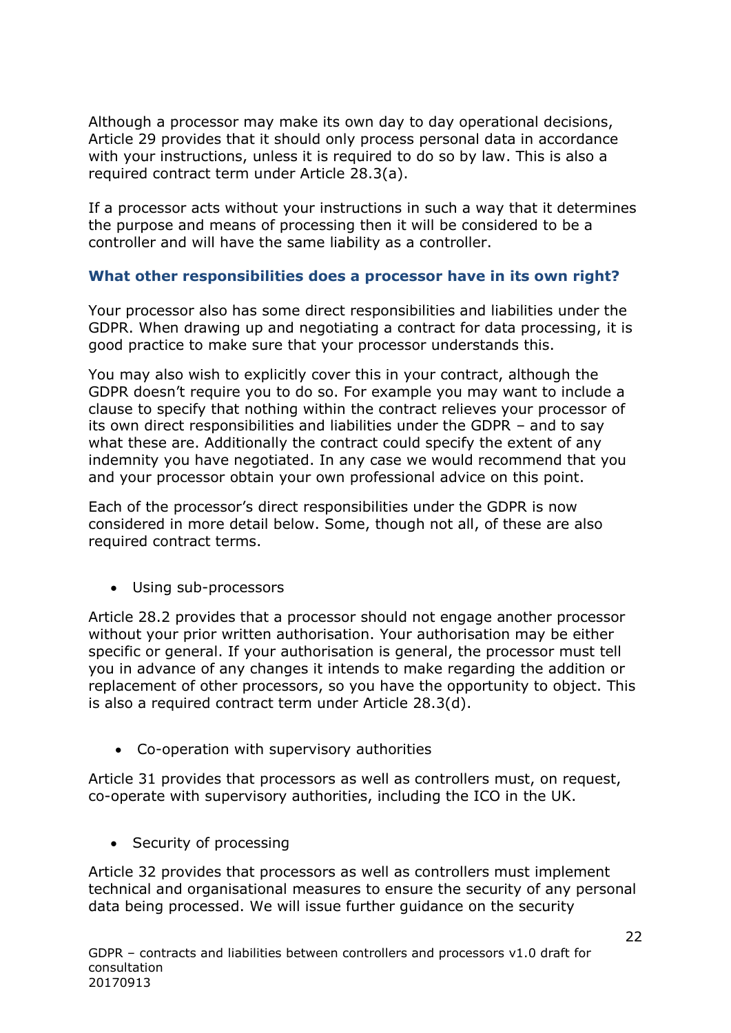Although a processor may make its own day to day operational decisions, Article 29 provides that it should only process personal data in accordance with your instructions, unless it is required to do so by law. This is also a required contract term under Article 28.3(a).

If a processor acts without your instructions in such a way that it determines the purpose and means of processing then it will be considered to be a controller and will have the same liability as a controller.

### What other responsibilities does a processor have in its own right?

Your processor also has some direct responsibilities and liabilities under the GDPR. When drawing up and negotiating a contract for data processing, it is good practice to make sure that your processor understands this.

You may also wish to explicitly cover this in your contract, although the GDPR doesn't require you to do so. For example you may want to include a clause to specify that nothing within the contract relieves your processor of its own direct responsibilities and liabilities under the GDPR – and to say what these are. Additionally the contract could specify the extent of any indemnity you have negotiated. In any case we would recommend that you and your processor obtain your own professional advice on this point.

Each of the processor's direct responsibilities under the GDPR is now considered in more detail below. Some, though not all, of these are also required contract terms.

- Using sub-processors

Article 28.2 provides that a processor should not engage another processor without your prior written authorisation. Your authorisation may be either specific or general. If your authorisation is general, the processor must tell you in advance of any changes it intends to make regarding the addition or replacement of other processors, so you have the opportunity to object. This is also a required contract term under Article 28.3(d).

- Co-operation with supervisory authorities

Article 31 provides that processors as well as controllers must, on request, co-operate with supervisory authorities, including the ICO in the UK.

- Security of processing

Article 32 provides that processors as well as controllers must implement technical and organisational measures to ensure the security of any personal data being processed. We will issue further guidance on the security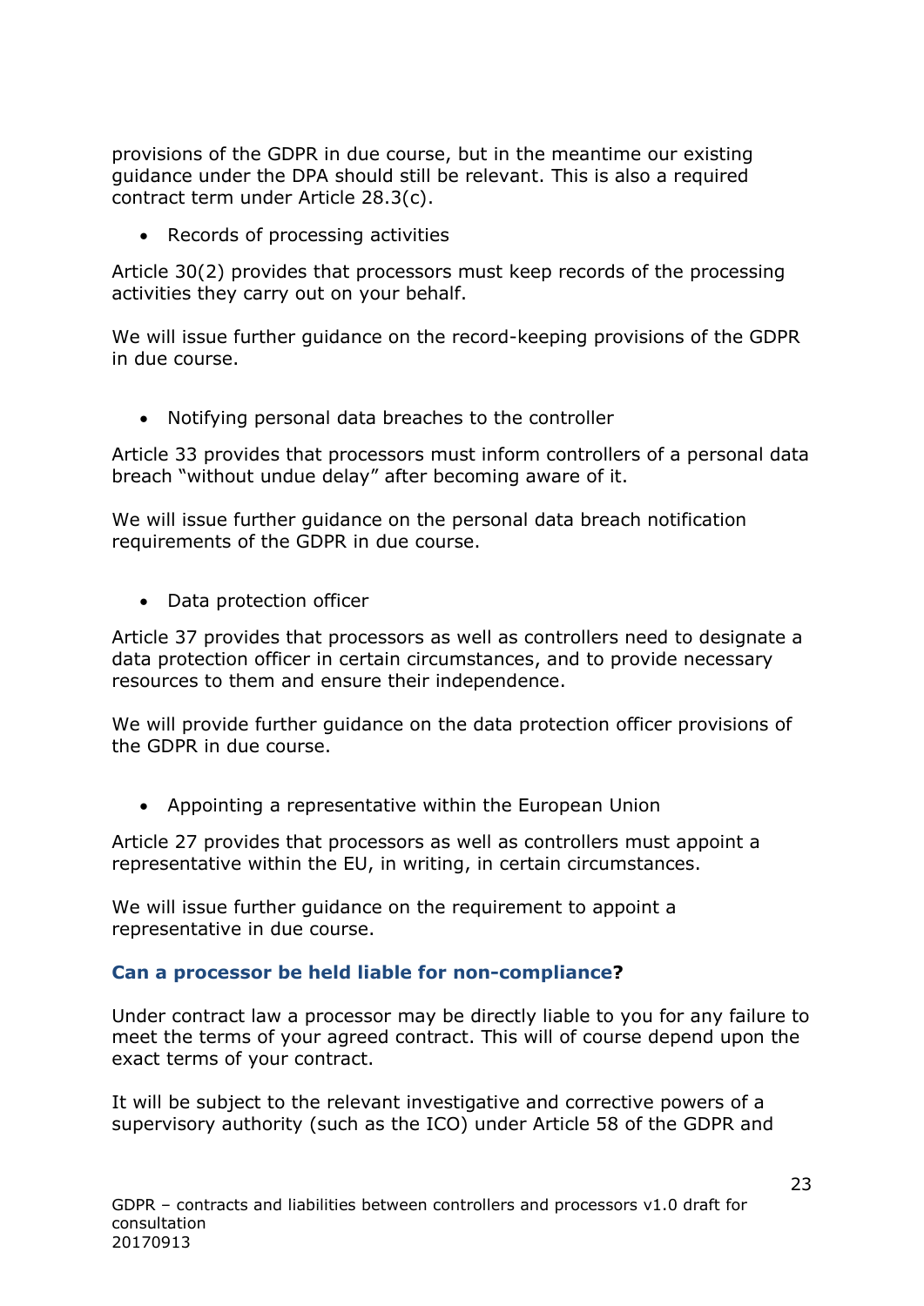provisions of the GDPR in due course, but in the meantime our existing guidance under the DPA should still be relevant. This is also a required contract term under Article 28.3(c).

- Records of processing activities

Article 30(2) provides that processors must keep records of the processing activities they carry out on your behalf.

We will issue further guidance on the record-keeping provisions of the GDPR in due course.

- Notifying personal data breaches to the controller

Article 33 provides that processors must inform controllers of a personal data breach "without undue delay" after becoming aware of it.

We will issue further guidance on the personal data breach notification requirements of the GDPR in due course.

- Data protection officer

Article 37 provides that processors as well as controllers need to designate a data protection officer in certain circumstances, and to provide necessary resources to them and ensure their independence.

We will provide further guidance on the data protection officer provisions of the GDPR in due course.

- Appointing a representative within the European Union

Article 27 provides that processors as well as controllers must appoint a representative within the EU, in writing, in certain circumstances.

We will issue further guidance on the requirement to appoint a representative in due course.

### Can a processor be held liable for non-compliance?

Under contract law a processor may be directly liable to you for any failure to meet the terms of your agreed contract. This will of course depend upon the exact terms of your contract.

It will be subject to the relevant investigative and corrective powers of a supervisory authority (such as the ICO) under Article 58 of the GDPR and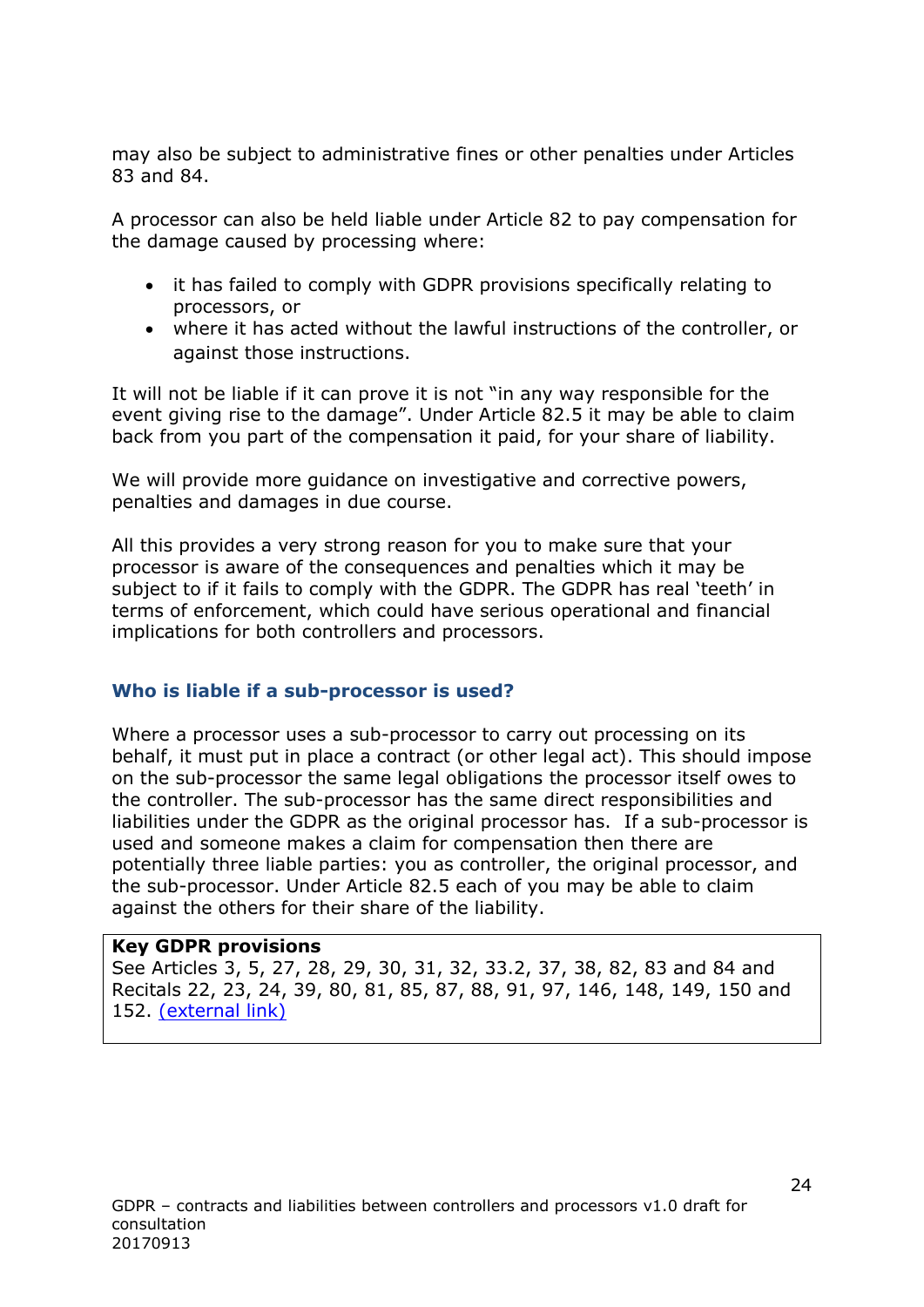may also be subject to administrative fines or other penalties under Articles 83 and 84.

A processor can also be held liable under Article 82 to pay compensation for the damage caused by processing where:

- it has failed to comply with GDPR provisions specifically relating to processors, or
- where it has acted without the lawful instructions of the controller, or against those instructions.

It will not be liable if it can prove it is not "in any way responsible for the event giving rise to the damage". Under Article 82.5 it may be able to claim back from you part of the compensation it paid, for your share of liability.

We will provide more guidance on investigative and corrective powers, penalties and damages in due course.

All this provides a very strong reason for you to make sure that your processor is aware of the consequences and penalties which it may be subject to if it fails to comply with the GDPR. The GDPR has real 'teeth' in terms of enforcement, which could have serious operational and financial implications for both controllers and processors.

### Who is liable if a sub-processor is used?

Where a processor uses a sub-processor to carry out processing on its behalf, it must put in place a contract (or other legal act). This should impose on the sub-processor the same legal obligations the processor itself owes to the controller. The sub-processor has the same direct responsibilities and liabilities under the GDPR as the original processor has. If a sub-processor is used and someone makes a claim for compensation then there are potentially three liable parties: you as controller, the original processor, and the sub-processor. Under Article 82.5 each of you may be able to claim against the others for their share of the liability.

**Key GDPR provisions**
See Articles 3, 5, 27, 28, 29, 30, 31, 32, 33.2, 37, 38, 82, 83 and 84 and Recitals 22, 23, 24, 39, 80, 81, 85, 87, 88, 91, 97, 146, 148, 149, 150 and 152. (external link)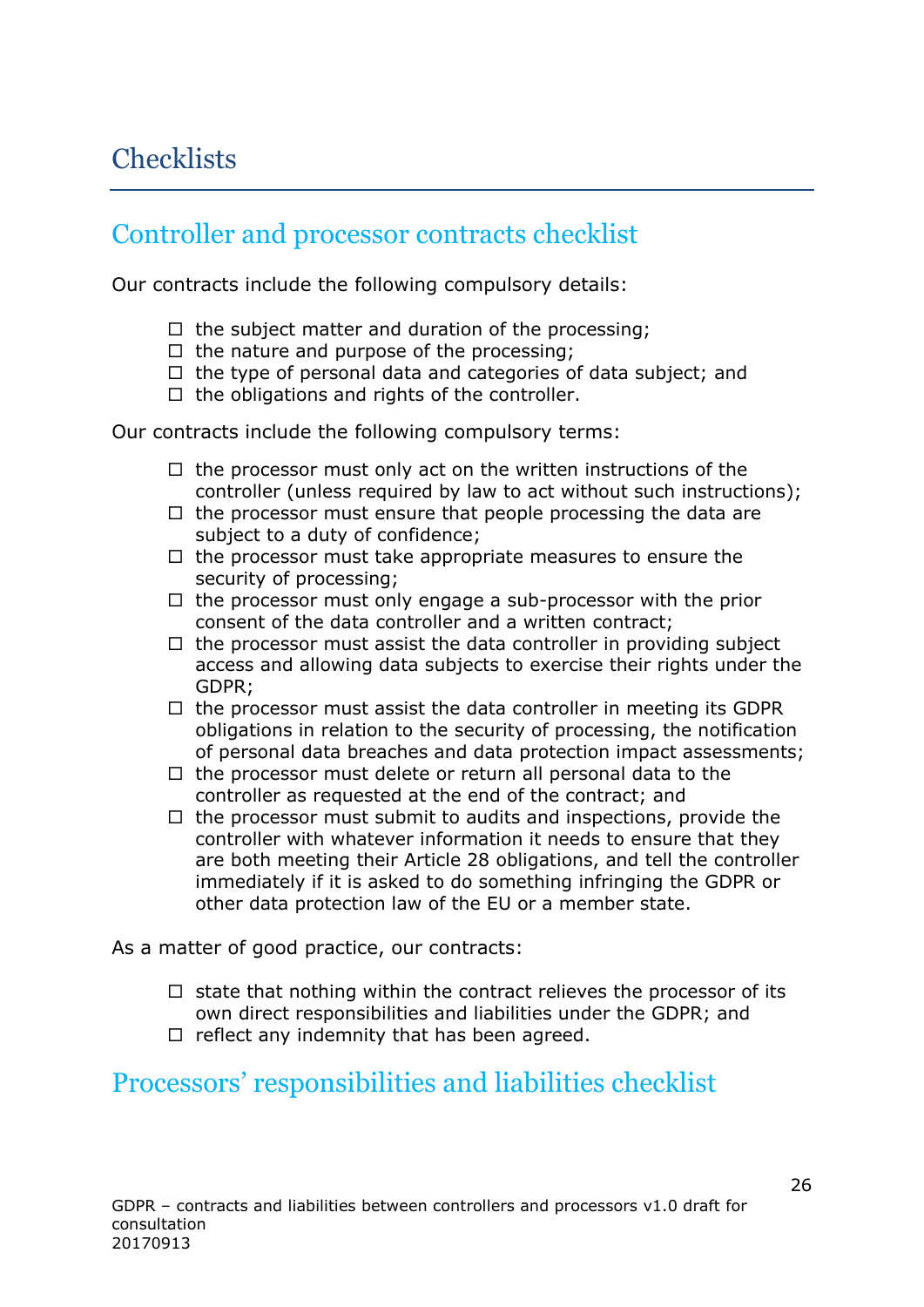# Checklists

## Controller and processor contracts checklist

Our contracts include the following compulsory details:

- ☐ the subject matter and duration of the processing;
- ☐ the nature and purpose of the processing;
- ☐ the type of personal data and categories of data subject; and
- ☐ the obligations and rights of the controller.

Our contracts include the following compulsory terms:

- ☐ the processor must only act on the written instructions of the controller (unless required by law to act without such instructions);
- ☐ the processor must ensure that people processing the data are subject to a duty of confidence;
- ☐ the processor must take appropriate measures to ensure the security of processing;
- ☐ the processor must only engage a sub-processor with the prior consent of the data controller and a written contract;
- ☐ the processor must assist the data controller in providing subject access and allowing data subjects to exercise their rights under the GDPR;
- ☐ the processor must assist the data controller in meeting its GDPR obligations in relation to the security of processing, the notification of personal data breaches and data protection impact assessments;
- ☐ the processor must delete or return all personal data to the controller as requested at the end of the contract; and
- ☐ the processor must submit to audits and inspections, provide the controller with whatever information it needs to ensure that they are both meeting their Article 28 obligations, and tell the controller immediately if it is asked to do something infringing the GDPR or other data protection law of the EU or a member state.

As a matter of good practice, our contracts:

- ☐ state that nothing within the contract relieves the processor of its own direct responsibilities and liabilities under the GDPR; and
- ☐ reflect any indemnity that has been agreed.

## Processors' responsibilities and liabilities checklist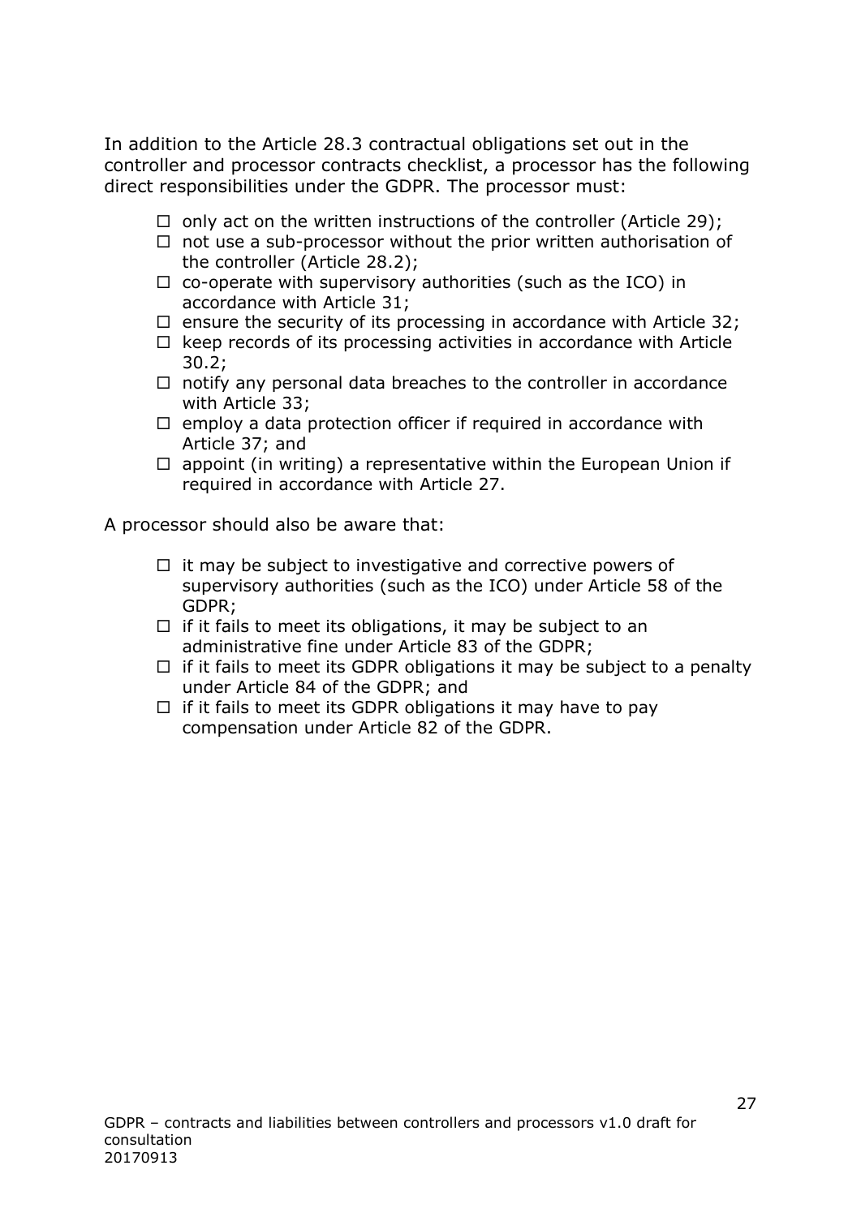In addition to the Article 28.3 contractual obligations set out in the controller and processor contracts checklist, a processor has the following direct responsibilities under the GDPR. The processor must:

- ☐ only act on the written instructions of the controller (Article 29);
- ☐ not use a sub-processor without the prior written authorisation of the controller (Article 28.2);
- ☐ co-operate with supervisory authorities (such as the ICO) in accordance with Article 31;
- ☐ ensure the security of its processing in accordance with Article 32;
- ☐ keep records of its processing activities in accordance with Article 30.2;
- ☐ notify any personal data breaches to the controller in accordance with Article 33;
- ☐ employ a data protection officer if required in accordance with Article 37; and
- ☐ appoint (in writing) a representative within the European Union if required in accordance with Article 27.

A processor should also be aware that:

- ☐ it may be subject to investigative and corrective powers of supervisory authorities (such as the ICO) under Article 58 of the GDPR;
- ☐ if it fails to meet its obligations, it may be subject to an administrative fine under Article 83 of the GDPR;
- ☐ if it fails to meet its GDPR obligations it may be subject to a penalty under Article 84 of the GDPR; and
- ☐ if it fails to meet its GDPR obligations it may have to pay compensation under Article 82 of the GDPR.